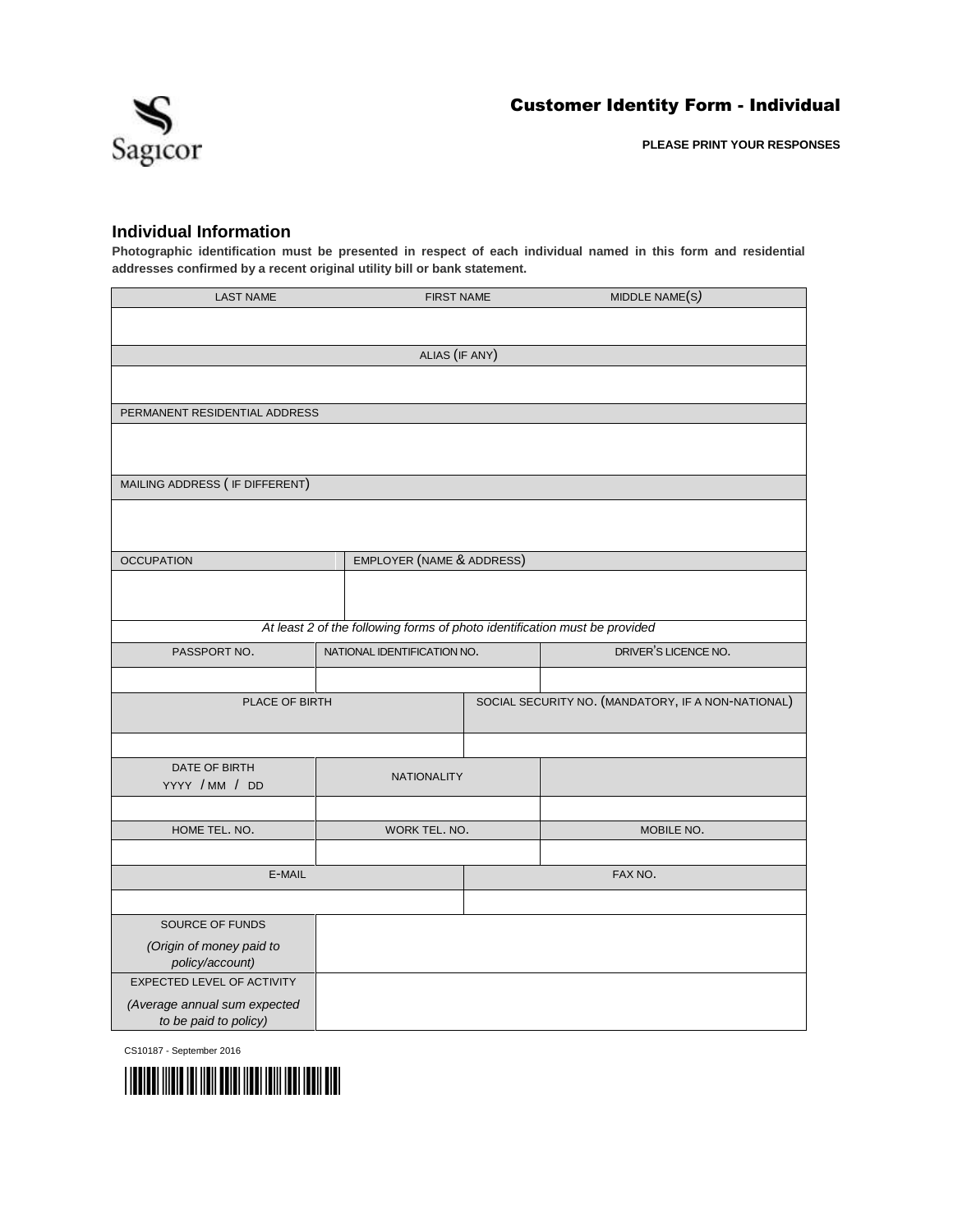# Customer Identity Form - Individual

**PLEASE PRINT YOUR RESPONSES**

## Individual Information

**Photographic identification must be presented in respect of each individual named in this form and residential addresses confirmed by a recent original utility bill or bank statement.**

| LAST NAME | FIRST NAME | MIDDLE NAME(S) |
|---|---|---|
| | | |

| ALIAS (IF ANY) |
|---|
| |

| PERMANENT RESIDENTIAL ADDRESS |
|---|
| |

| MAILING ADDRESS ( IF DIFFERENT) |
|---|
| |

| OCCUPATION | EMPLOYER (NAME & ADDRESS) |
|---|---|
| | |

*At least 2 of the following forms of photo identification must be provided*

| PASSPORT NO. | NATIONAL IDENTIFICATION NO. | DRIVER'S LICENCE NO. |
|---|---|---|
| | | |

| PLACE OF BIRTH | SOCIAL SECURITY NO. (MANDATORY, IF A NON-NATIONAL) |
|---|---|
| | |

| DATE OF BIRTH YYYY / MM / DD | NATIONALITY | |
|---|---|---|
| | | |

| HOME TEL. NO. | WORK TEL. NO. | MOBILE NO. |
|---|---|---|
| | | |

| E-MAIL | FAX NO. |
|---|---|
| | |

| | |
|---|---|
| SOURCE OF FUNDS *(Origin of money paid to policy/account)* | |
| EXPECTED LEVEL OF ACTIVITY *(Average annual sum expected to be paid to policy)* | |

CS10187 - September 2016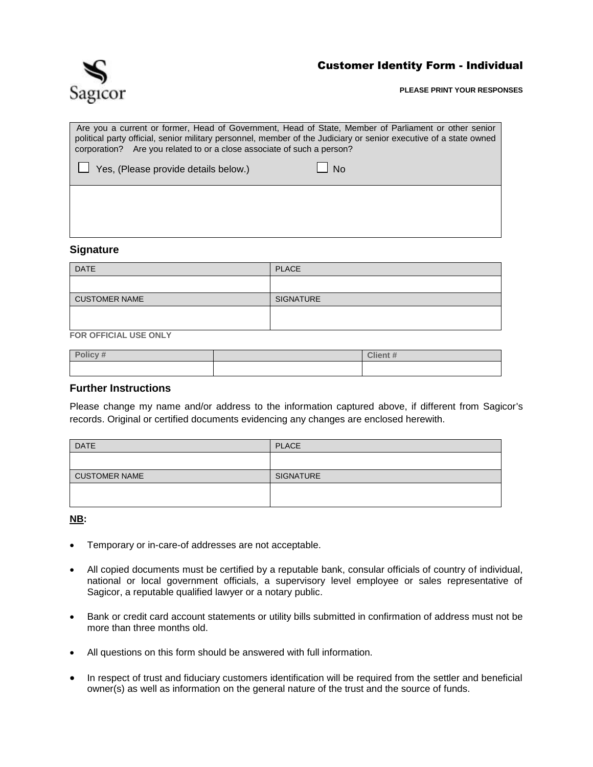Sagicor

## Customer Identity Form - Individual

**PLEASE PRINT YOUR RESPONSES**

| |
|---|
| Are you a current or former, Head of Government, Head of State, Member of Parliament or other senior political party official, senior military personnel, member of the Judiciary or senior executive of a state owned corporation? Are you related to or a close associate of such a person? |
| ☐ Yes, (Please provide details below.) ☐ No |
| |

### Signature

| DATE | PLACE |
|---|---|
| | |
| CUSTOMER NAME | SIGNATURE |
| | |

**FOR OFFICIAL USE ONLY**

| Policy # | | Client # |
|---|---|---|
| | | |

### Further Instructions

Please change my name and/or address to the information captured above, if different from Sagicor's records. Original or certified documents evidencing any changes are enclosed herewith.

| DATE | PLACE |
|---|---|
| | |
| CUSTOMER NAME | SIGNATURE |
| | |

**NB:**

- Temporary or in-care-of addresses are not acceptable.
- All copied documents must be certified by a reputable bank, consular officials of country of individual, national or local government officials, a supervisory level employee or sales representative of Sagicor, a reputable qualified lawyer or a notary public.
- Bank or credit card account statements or utility bills submitted in confirmation of address must not be more than three months old.
- All questions on this form should be answered with full information.
- In respect of trust and fiduciary customers identification will be required from the settler and beneficial owner(s) as well as information on the general nature of the trust and the source of funds.